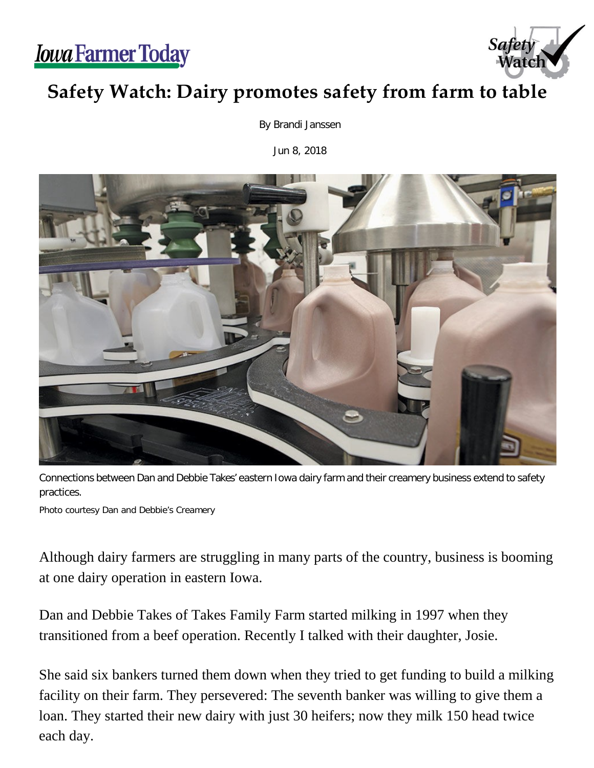Iowa Farmer Today

# Safety Watch: Dairy promotes safety from farm to table

By Brandi Janssen

Jun 8, 2018

Connections between Dan and Debbie Takes' eastern Iowa dairy farm and their creamery business extend to safety practices.

Photo courtesy Dan and Debbie's Creamery

Although dairy farmers are struggling in many parts of the country, business is booming at one dairy operation in eastern Iowa.

Dan and Debbie Takes of Takes Family Farm started milking in 1997 when they transitioned from a beef operation. Recently I talked with their daughter, Josie.

She said six bankers turned them down when they tried to get funding to build a milking facility on their farm. They persevered: The seventh banker was willing to give them a loan. They started their new dairy with just 30 heifers; now they milk 150 head twice each day.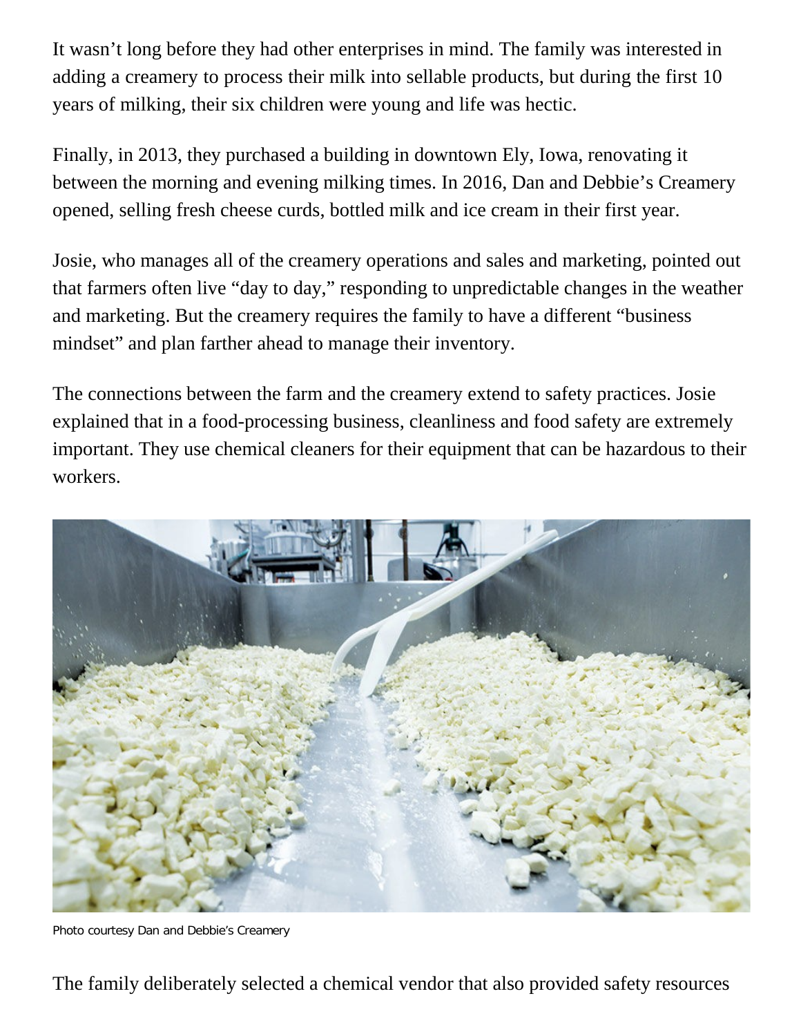It wasn't long before they had other enterprises in mind. The family was interested in adding a creamery to process their milk into sellable products, but during the first 10 years of milking, their six children were young and life was hectic.

Finally, in 2013, they purchased a building in downtown Ely, Iowa, renovating it between the morning and evening milking times. In 2016, Dan and Debbie's Creamery opened, selling fresh cheese curds, bottled milk and ice cream in their first year.

Josie, who manages all of the creamery operations and sales and marketing, pointed out that farmers often live "day to day," responding to unpredictable changes in the weather and marketing. But the creamery requires the family to have a different "business mindset" and plan farther ahead to manage their inventory.

The connections between the farm and the creamery extend to safety practices. Josie explained that in a food-processing business, cleanliness and food safety are extremely important. They use chemical cleaners for their equipment that can be hazardous to their workers.

Photo courtesy Dan and Debbie's Creamery

The family deliberately selected a chemical vendor that also provided safety resources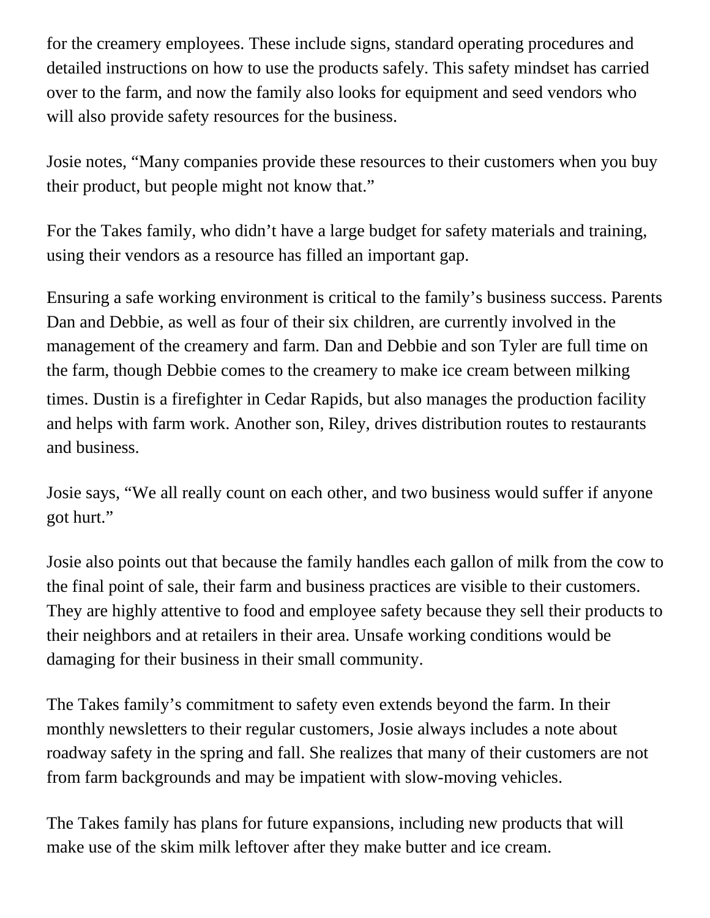for the creamery employees. These include signs, standard operating procedures and detailed instructions on how to use the products safely. This safety mindset has carried over to the farm, and now the family also looks for equipment and seed vendors who will also provide safety resources for the business.

Josie notes, “Many companies provide these resources to their customers when you buy their product, but people might not know that.”

For the Takes family, who didn’t have a large budget for safety materials and training, using their vendors as a resource has filled an important gap.

Ensuring a safe working environment is critical to the family’s business success. Parents Dan and Debbie, as well as four of their six children, are currently involved in the management of the creamery and farm. Dan and Debbie and son Tyler are full time on the farm, though Debbie comes to the creamery to make ice cream between milking times. Dustin is a firefighter in Cedar Rapids, but also manages the production facility and helps with farm work. Another son, Riley, drives distribution routes to restaurants and business.

Josie says, “We all really count on each other, and two business would suffer if anyone got hurt.”

Josie also points out that because the family handles each gallon of milk from the cow to the final point of sale, their farm and business practices are visible to their customers. They are highly attentive to food and employee safety because they sell their products to their neighbors and at retailers in their area. Unsafe working conditions would be damaging for their business in their small community.

The Takes family’s commitment to safety even extends beyond the farm. In their monthly newsletters to their regular customers, Josie always includes a note about roadway safety in the spring and fall. She realizes that many of their customers are not from farm backgrounds and may be impatient with slow-moving vehicles.

The Takes family has plans for future expansions, including new products that will make use of the skim milk leftover after they make butter and ice cream.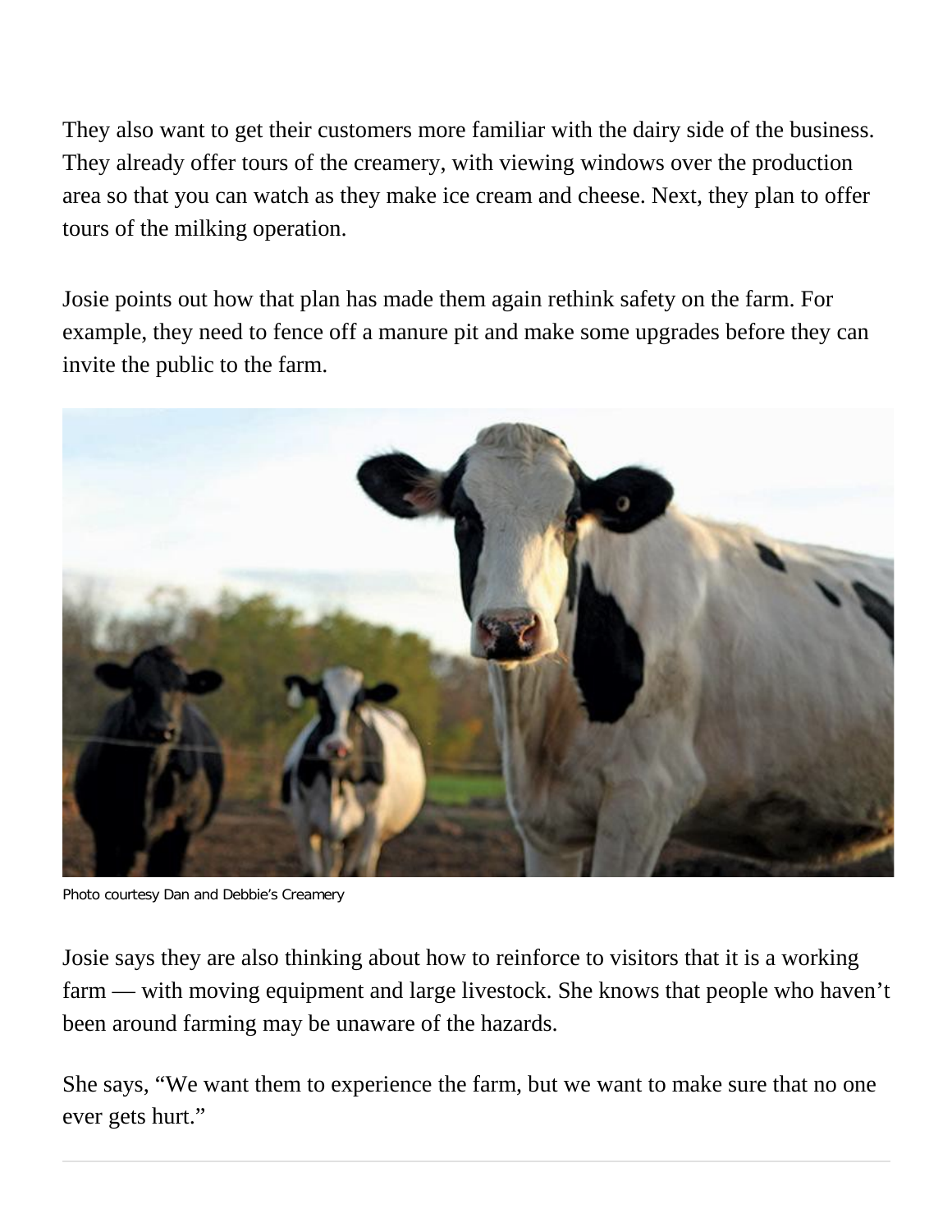They also want to get their customers more familiar with the dairy side of the business. They already offer tours of the creamery, with viewing windows over the production area so that you can watch as they make ice cream and cheese. Next, they plan to offer tours of the milking operation.

Josie points out how that plan has made them again rethink safety on the farm. For example, they need to fence off a manure pit and make some upgrades before they can invite the public to the farm.

Photo courtesy Dan and Debbie's Creamery

Josie says they are also thinking about how to reinforce to visitors that it is a working farm — with moving equipment and large livestock. She knows that people who haven't been around farming may be unaware of the hazards.

She says, "We want them to experience the farm, but we want to make sure that no one ever gets hurt."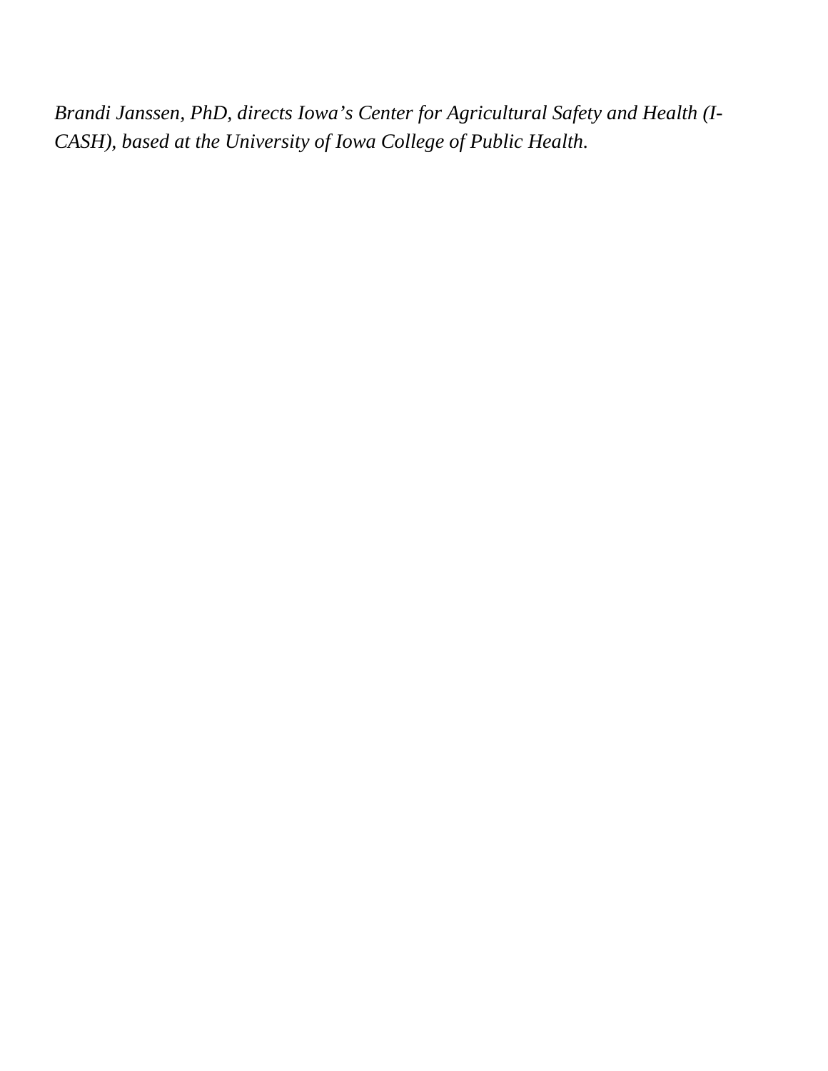*Brandi Janssen, PhD, directs Iowa's Center for Agricultural Safety and Health (I-CASH), based at the University of Iowa College of Public Health.*